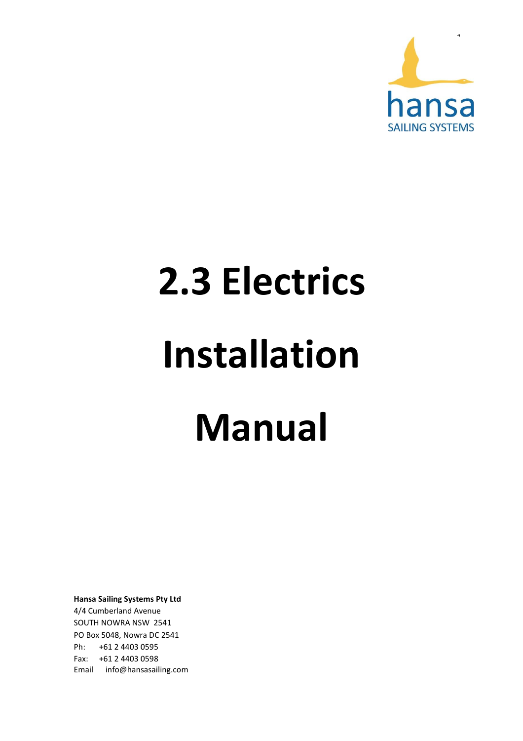hansa

SAILING SYSTEMS

# 2.3 Electrics Installation Manual

**Hansa Sailing Systems Pty Ltd**
4/4 Cumberland Avenue
SOUTH NOWRA NSW 2541
PO Box 5048, Nowra DC 2541
Ph: +61 2 4403 0595
Fax: +61 2 4403 0598
Email info@hansasailing.com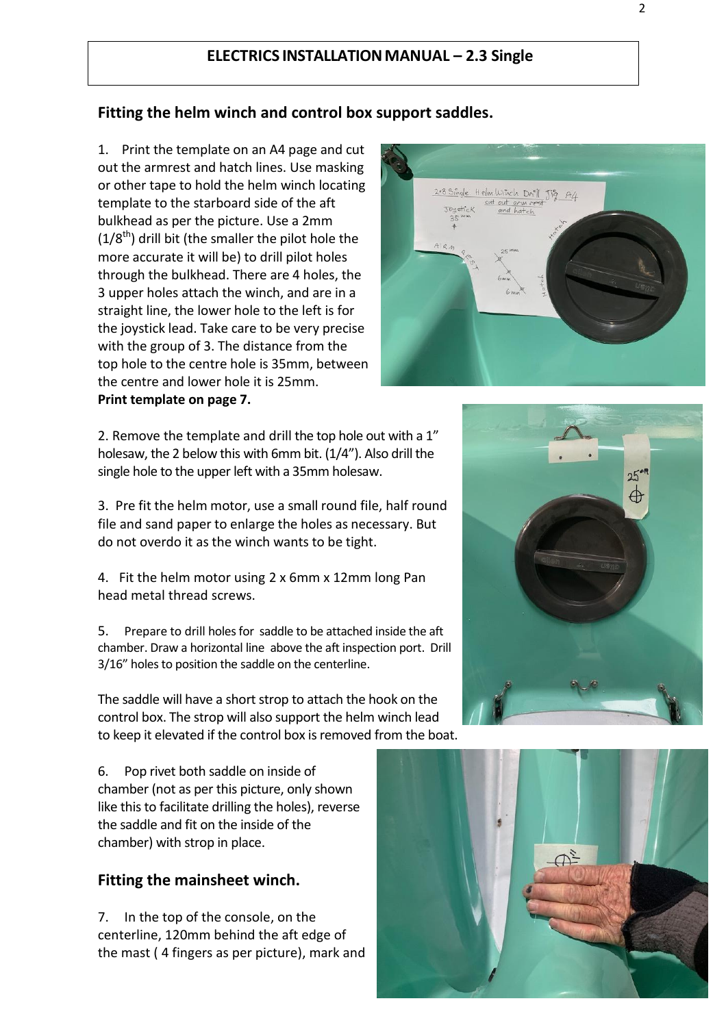## ELECTRICS INSTALLATION MANUAL – 2.3 Single

### Fitting the helm winch and control box support saddles.

1. Print the template on an A4 page and cut out the armrest and hatch lines. Use masking or other tape to hold the helm winch locating template to the starboard side of the aft bulkhead as per the picture. Use a 2mm ($1/8^{th}$) drill bit (the smaller the pilot hole the more accurate it will be) to drill pilot holes through the bulkhead. There are 4 holes, the 3 upper holes attach the winch, and are in a straight line, the lower hole to the left is for the joystick lead. Take care to be very precise with the group of 3. The distance from the top hole to the centre hole is 35mm, between the centre and lower hole it is 25mm.
**Print template on page 7.**

2. Remove the template and drill the top hole out with a 1" holesaw, the 2 below this with 6mm bit. (1/4"). Also drill the single hole to the upper left with a 35mm holesaw.

3. Pre fit the helm motor, use a small round file, half round file and sand paper to enlarge the holes as necessary. But do not overdo it as the winch wants to be tight.

4. Fit the helm motor using 2 x 6mm x 12mm long Pan head metal thread screws.

5. Prepare to drill holes for saddle to be attached inside the aft chamber. Draw a horizontal line above the aft inspection port. Drill 3/16" holes to position the saddle on the centerline.

The saddle will have a short strop to attach the hook on the control box. The strop will also support the helm winch lead to keep it elevated if the control box is removed from the boat.

6. Pop rivet both saddle on inside of chamber (not as per this picture, only shown like this to facilitate drilling the holes), reverse the saddle and fit on the inside of the chamber) with strop in place.

### Fitting the mainsheet winch.

7. In the top of the console, on the centerline, 120mm behind the aft edge of the mast ( 4 fingers as per picture), mark and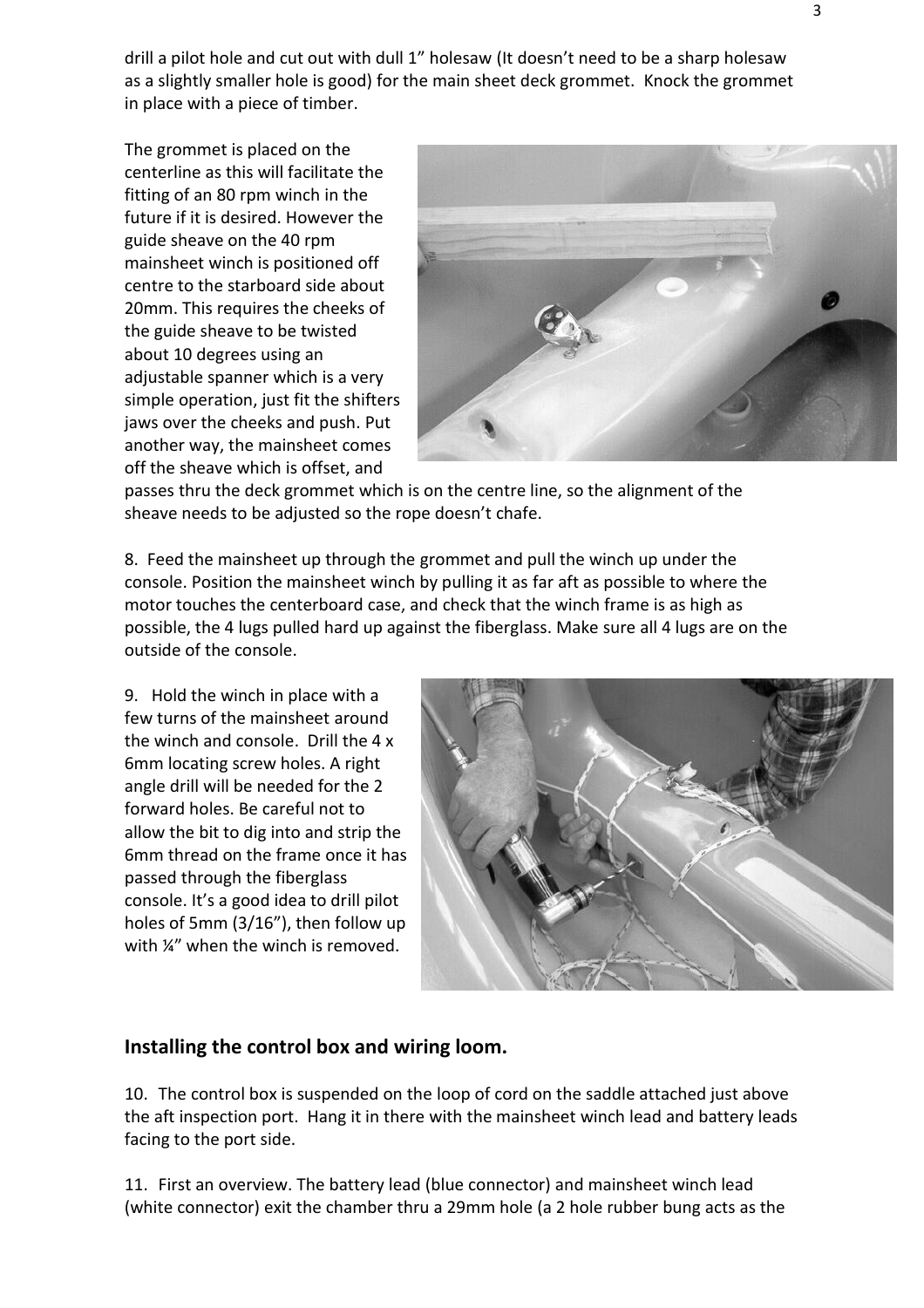drill a pilot hole and cut out with dull 1" holesaw (It doesn't need to be a sharp holesaw as a slightly smaller hole is good) for the main sheet deck grommet. Knock the grommet in place with a piece of timber.

The grommet is placed on the centerline as this will facilitate the fitting of an 80 rpm winch in the future if it is desired. However the guide sheave on the 40 rpm mainsheet winch is positioned off centre to the starboard side about 20mm. This requires the cheeks of the guide sheave to be twisted about 10 degrees using an adjustable spanner which is a very simple operation, just fit the shifters jaws over the cheeks and push. Put another way, the mainsheet comes off the sheave which is offset, and passes thru the deck grommet which is on the centre line, so the alignment of the sheave needs to be adjusted so the rope doesn't chafe.

8. Feed the mainsheet up through the grommet and pull the winch up under the console. Position the mainsheet winch by pulling it as far aft as possible to where the motor touches the centerboard case, and check that the winch frame is as high as possible, the 4 lugs pulled hard up against the fiberglass. Make sure all 4 lugs are on the outside of the console.

9. Hold the winch in place with a few turns of the mainsheet around the winch and console. Drill the 4 x 6mm locating screw holes. A right angle drill will be needed for the 2 forward holes. Be careful not to allow the bit to dig into and strip the 6mm thread on the frame once it has passed through the fiberglass console. It's a good idea to drill pilot holes of 5mm (3/16"), then follow up with ¼" when the winch is removed.

## Installing the control box and wiring loom.

10. The control box is suspended on the loop of cord on the saddle attached just above the aft inspection port. Hang it in there with the mainsheet winch lead and battery leads facing to the port side.

11. First an overview. The battery lead (blue connector) and mainsheet winch lead (white connector) exit the chamber thru a 29mm hole (a 2 hole rubber bung acts as the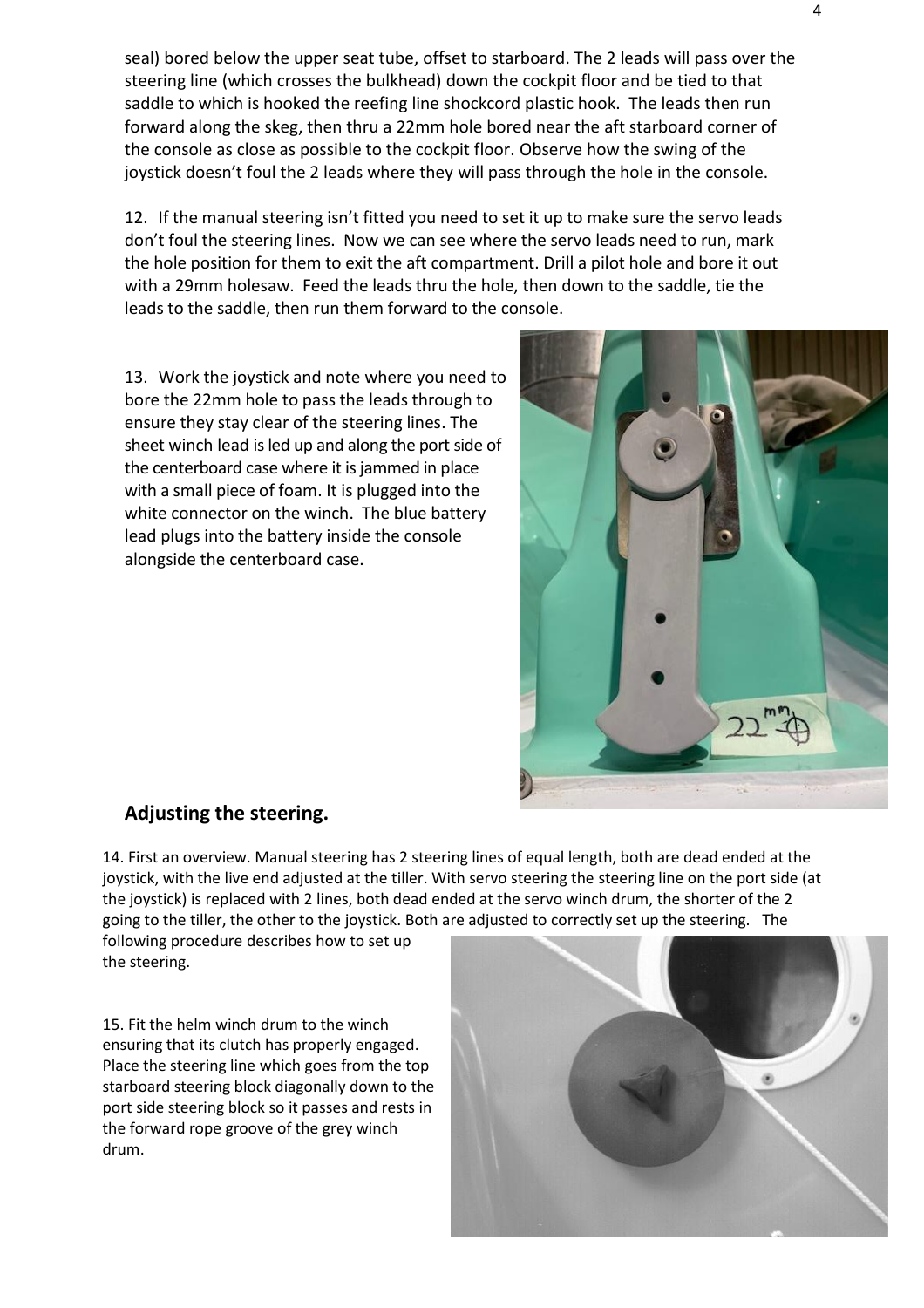seal) bored below the upper seat tube, offset to starboard. The 2 leads will pass over the steering line (which crosses the bulkhead) down the cockpit floor and be tied to that saddle to which is hooked the reefing line shockcord plastic hook. The leads then run forward along the skeg, then thru a 22mm hole bored near the aft starboard corner of the console as close as possible to the cockpit floor. Observe how the swing of the joystick doesn't foul the 2 leads where they will pass through the hole in the console.

12. If the manual steering isn't fitted you need to set it up to make sure the servo leads don't foul the steering lines. Now we can see where the servo leads need to run, mark the hole position for them to exit the aft compartment. Drill a pilot hole and bore it out with a 29mm holesaw. Feed the leads thru the hole, then down to the saddle, tie the leads to the saddle, then run them forward to the console.

13. Work the joystick and note where you need to bore the 22mm hole to pass the leads through to ensure they stay clear of the steering lines. The sheet winch lead is led up and along the port side of the centerboard case where it is jammed in place with a small piece of foam. It is plugged into the white connector on the winch. The blue battery lead plugs into the battery inside the console alongside the centerboard case.

## Adjusting the steering.

14. First an overview. Manual steering has 2 steering lines of equal length, both are dead ended at the joystick, with the live end adjusted at the tiller. With servo steering the steering line on the port side (at the joystick) is replaced with 2 lines, both dead ended at the servo winch drum, the shorter of the 2 going to the tiller, the other to the joystick. Both are adjusted to correctly set up the steering. The following procedure describes how to set up the steering.

15. Fit the helm winch drum to the winch ensuring that its clutch has properly engaged. Place the steering line which goes from the top starboard steering block diagonally down to the port side steering block so it passes and rests in the forward rope groove of the grey winch drum.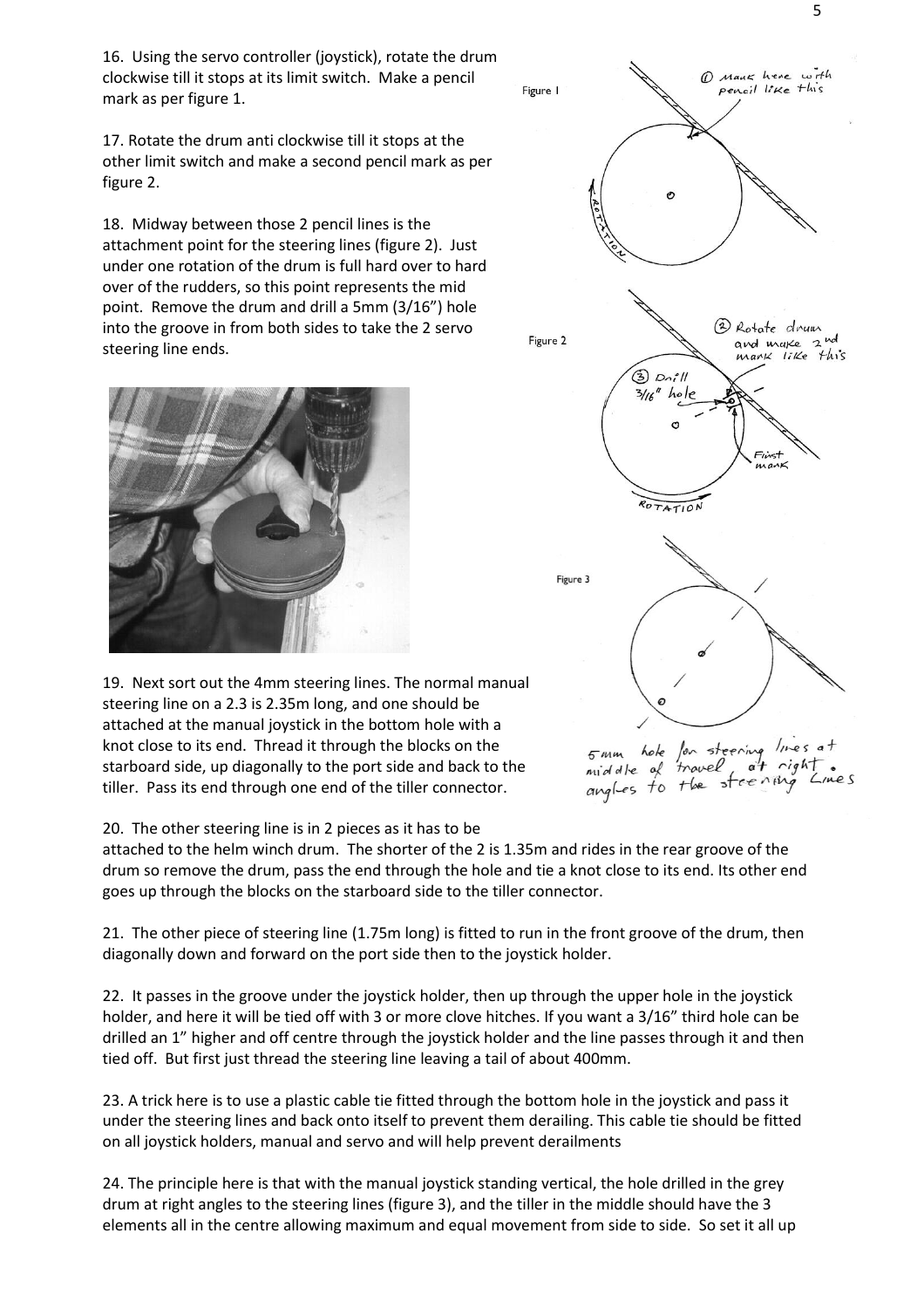16. Using the servo controller (joystick), rotate the drum clockwise till it stops at its limit switch. Make a pencil mark as per figure 1.

17. Rotate the drum anti clockwise till it stops at the other limit switch and make a second pencil mark as per figure 2.

18. Midway between those 2 pencil lines is the attachment point for the steering lines (figure 2). Just under one rotation of the drum is full hard over to hard over of the rudders, so this point represents the mid point. Remove the drum and drill a 5mm (3/16") hole into the groove in from both sides to take the 2 servo steering line ends.

Figure 1

① Mark here with pencil like this

ROTATION

Figure 2

② Rotate drum and make 2nd mark like this

③ Drill 3/16" hole

First mark

ROTATION

Figure 3

5mm hole for steering lines at middle of travel, at right angles to the steering Lines

19. Next sort out the 4mm steering lines. The normal manual steering line on a 2.3 is 2.35m long, and one should be attached at the manual joystick in the bottom hole with a knot close to its end. Thread it through the blocks on the starboard side, up diagonally to the port side and back to the tiller. Pass its end through one end of the tiller connector.

20. The other steering line is in 2 pieces as it has to be attached to the helm winch drum. The shorter of the 2 is 1.35m and rides in the rear groove of the drum so remove the drum, pass the end through the hole and tie a knot close to its end. Its other end goes up through the blocks on the starboard side to the tiller connector.

21. The other piece of steering line (1.75m long) is fitted to run in the front groove of the drum, then diagonally down and forward on the port side then to the joystick holder.

22. It passes in the groove under the joystick holder, then up through the upper hole in the joystick holder, and here it will be tied off with 3 or more clove hitches. If you want a 3/16" third hole can be drilled an 1" higher and off centre through the joystick holder and the line passes through it and then tied off. But first just thread the steering line leaving a tail of about 400mm.

23. A trick here is to use a plastic cable tie fitted through the bottom hole in the joystick and pass it under the steering lines and back onto itself to prevent them derailing. This cable tie should be fitted on all joystick holders, manual and servo and will help prevent derailments

24. The principle here is that with the manual joystick standing vertical, the hole drilled in the grey drum at right angles to the steering lines (figure 3), and the tiller in the middle should have the 3 elements all in the centre allowing maximum and equal movement from side to side. So set it all up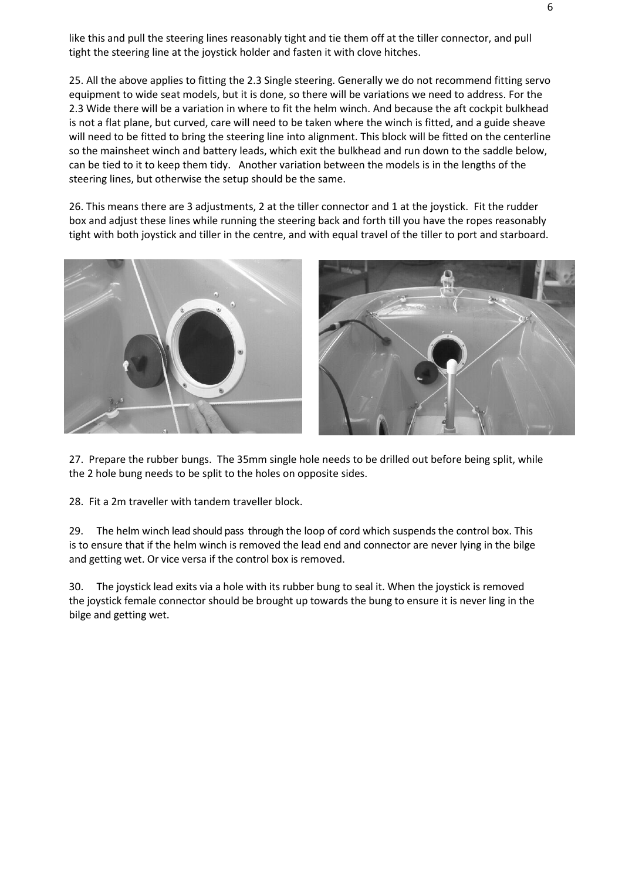like this and pull the steering lines reasonably tight and tie them off at the tiller connector, and pull tight the steering line at the joystick holder and fasten it with clove hitches.

25. All the above applies to fitting the 2.3 Single steering. Generally we do not recommend fitting servo equipment to wide seat models, but it is done, so there will be variations we need to address. For the 2.3 Wide there will be a variation in where to fit the helm winch. And because the aft cockpit bulkhead is not a flat plane, but curved, care will need to be taken where the winch is fitted, and a guide sheave will need to be fitted to bring the steering line into alignment. This block will be fitted on the centerline so the mainsheet winch and battery leads, which exit the bulkhead and run down to the saddle below, can be tied to it to keep them tidy. Another variation between the models is in the lengths of the steering lines, but otherwise the setup should be the same.

26. This means there are 3 adjustments, 2 at the tiller connector and 1 at the joystick. Fit the rudder box and adjust these lines while running the steering back and forth till you have the ropes reasonably tight with both joystick and tiller in the centre, and with equal travel of the tiller to port and starboard.

27. Prepare the rubber bungs. The 35mm single hole needs to be drilled out before being split, while the 2 hole bung needs to be split to the holes on opposite sides.

28. Fit a 2m traveller with tandem traveller block.

29. The helm winch lead should pass through the loop of cord which suspends the control box. This is to ensure that if the helm winch is removed the lead end and connector are never lying in the bilge and getting wet. Or vice versa if the control box is removed.

30. The joystick lead exits via a hole with its rubber bung to seal it. When the joystick is removed the joystick female connector should be brought up towards the bung to ensure it is never ling in the bilge and getting wet.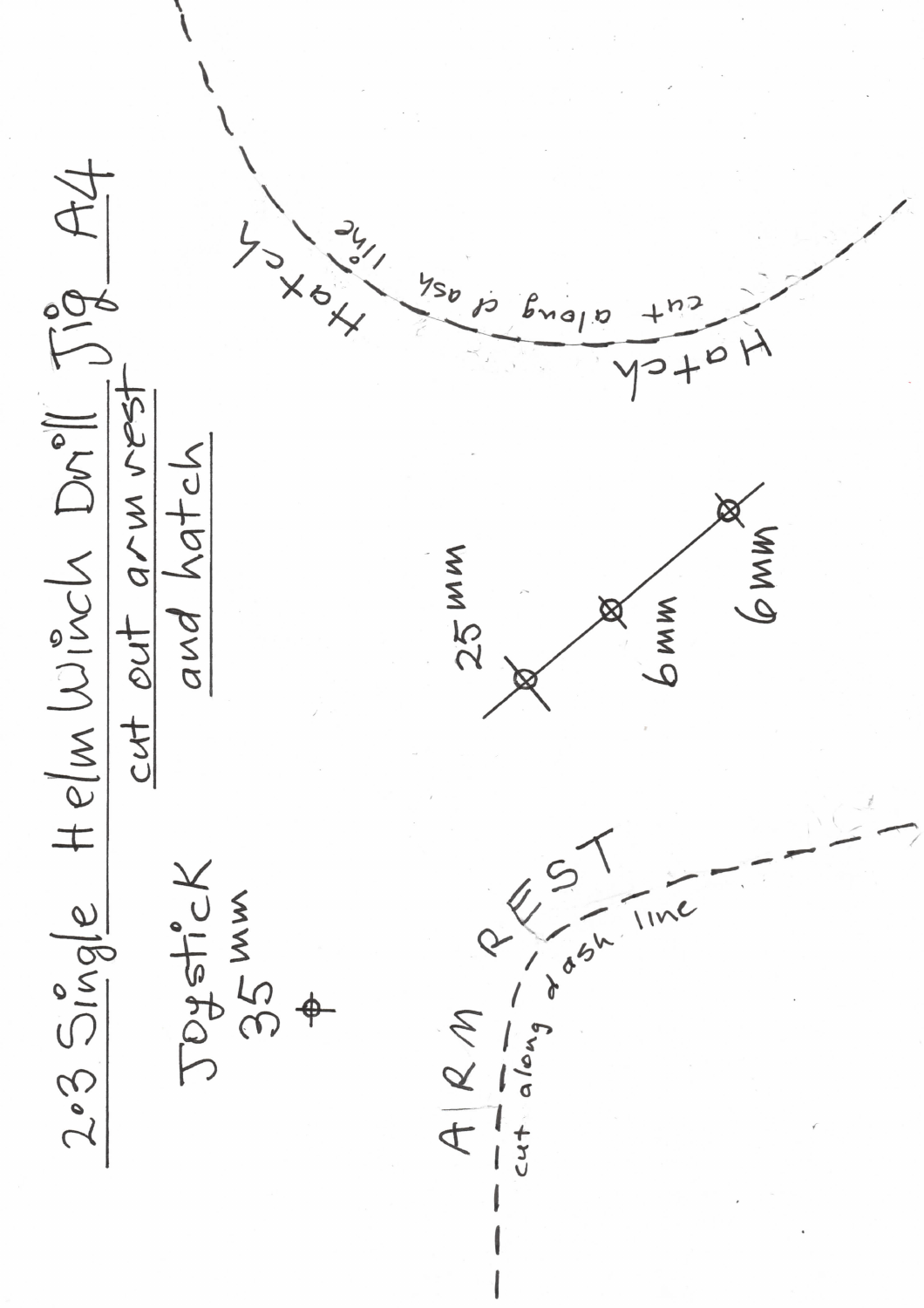# 2.3 Single Helm Winch Drill Jig A4

## cut out arm rest and hatch

Joystick
35 mm

25 mm

6 mm

6 mm

Hatch

cut along dash line

Hatch

ARM REST

cut along dash line